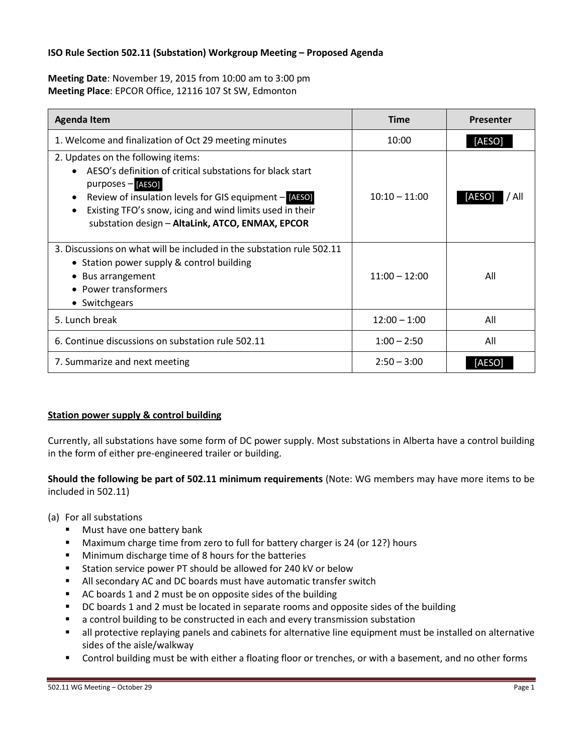**ISO Rule Section 502.11 (Substation) Workgroup Meeting – Proposed Agenda**

**Meeting Date**: November 19, 2015 from 10:00 am to 3:00 pm
**Meeting Place**: EPCOR Office, 12116 107 St SW, Edmonton

| Agenda Item | Time | Presenter |
|---|---|---|
| 1. Welcome and finalization of Oct 29 meeting minutes | 10:00 | [AESO] |
| 2. Updates on the following items:<br>• AESO's definition of critical substations for black start purposes – [AESO]<br>• Review of insulation levels for GIS equipment – [AESO]<br>• Existing TFO's snow, icing and wind limits used in their substation design – **AltaLink, ATCO, ENMAX, EPCOR** | 10:10 – 11:00 | [AESO] / All |
| 3. Discussions on what will be included in the substation rule 502.11<br>• Station power supply & control building<br>• Bus arrangement<br>• Power transformers<br>• Switchgears | 11:00 – 12:00 | All |
| 5. Lunch break | 12:00 – 1:00 | All |
| 6. Continue discussions on substation rule 502.11 | 1:00 – 2:50 | All |
| 7. Summarize and next meeting | 2:50 – 3:00 | [AESO] |

**Station power supply & control building**

Currently, all substations have some form of DC power supply. Most substations in Alberta have a control building in the form of either pre-engineered trailer or building.

**Should the following be part of 502.11 minimum requirements** (Note: WG members may have more items to be included in 502.11)

(a) For all substations

- Must have one battery bank
- Maximum charge time from zero to full for battery charger is 24 (or 12?) hours
- Minimum discharge time of 8 hours for the batteries
- Station service power PT should be allowed for 240 kV or below
- All secondary AC and DC boards must have automatic transfer switch
- AC boards 1 and 2 must be on opposite sides of the building
- DC boards 1 and 2 must be located in separate rooms and opposite sides of the building
- a control building to be constructed in each and every transmission substation
- all protective replaying panels and cabinets for alternative line equipment must be installed on alternative sides of the aisle/walkway
- Control building must be with either a floating floor or trenches, or with a basement, and no other forms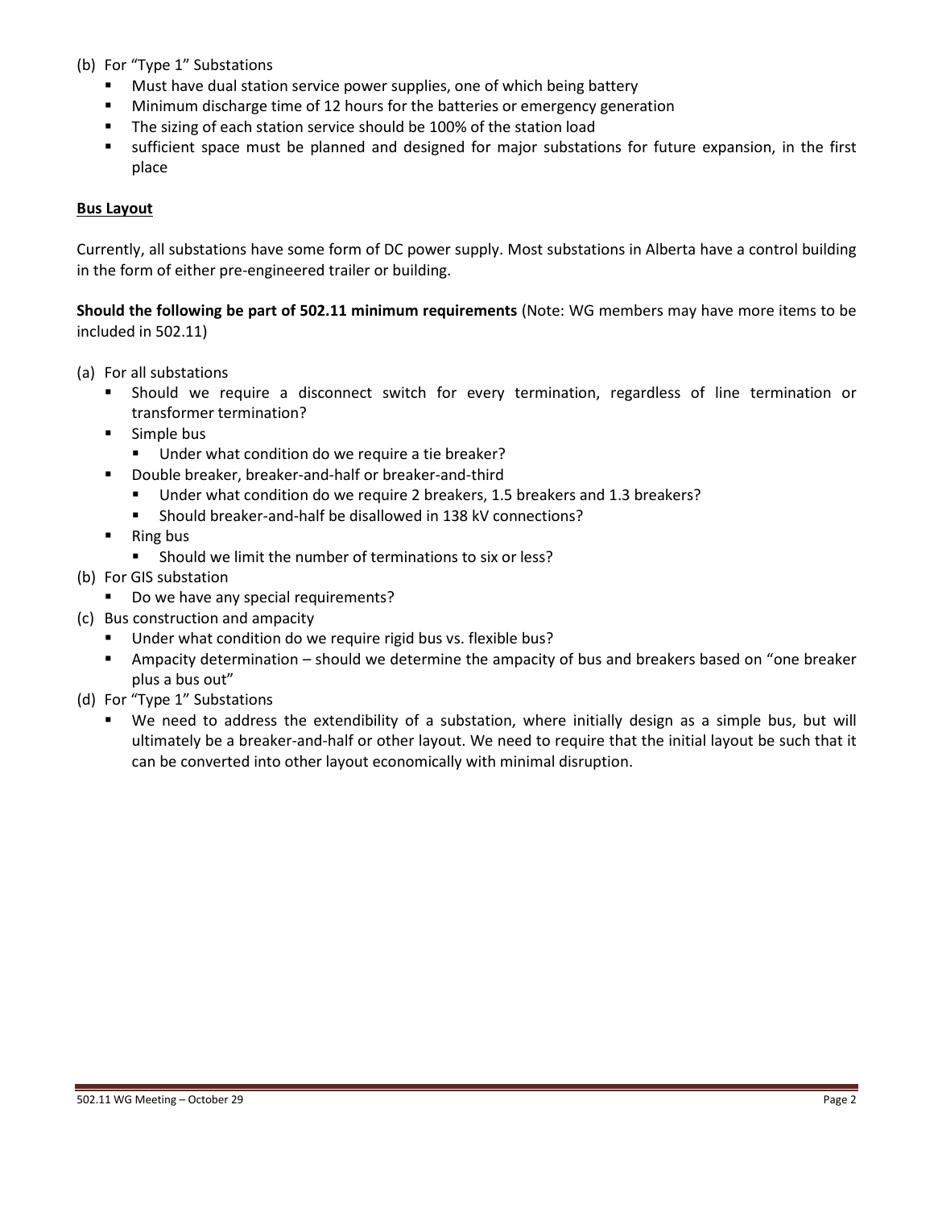(b) For "Type 1" Substations

- Must have dual station service power supplies, one of which being battery
- Minimum discharge time of 12 hours for the batteries or emergency generation
- The sizing of each station service should be 100% of the station load
- sufficient space must be planned and designed for major substations for future expansion, in the first place

**Bus Layout**

Currently, all substations have some form of DC power supply. Most substations in Alberta have a control building in the form of either pre-engineered trailer or building.

**Should the following be part of 502.11 minimum requirements** (Note: WG members may have more items to be included in 502.11)

(a) For all substations

- Should we require a disconnect switch for every termination, regardless of line termination or transformer termination?
- Simple bus
  - Under what condition do we require a tie breaker?
- Double breaker, breaker-and-half or breaker-and-third
  - Under what condition do we require 2 breakers, 1.5 breakers and 1.3 breakers?
  - Should breaker-and-half be disallowed in 138 kV connections?
- Ring bus
  - Should we limit the number of terminations to six or less?

(b) For GIS substation

- Do we have any special requirements?

(c) Bus construction and ampacity

- Under what condition do we require rigid bus vs. flexible bus?
- Ampacity determination – should we determine the ampacity of bus and breakers based on "one breaker plus a bus out"

(d) For "Type 1" Substations

- We need to address the extendibility of a substation, where initially design as a simple bus, but will ultimately be a breaker-and-half or other layout. We need to require that the initial layout be such that it can be converted into other layout economically with minimal disruption.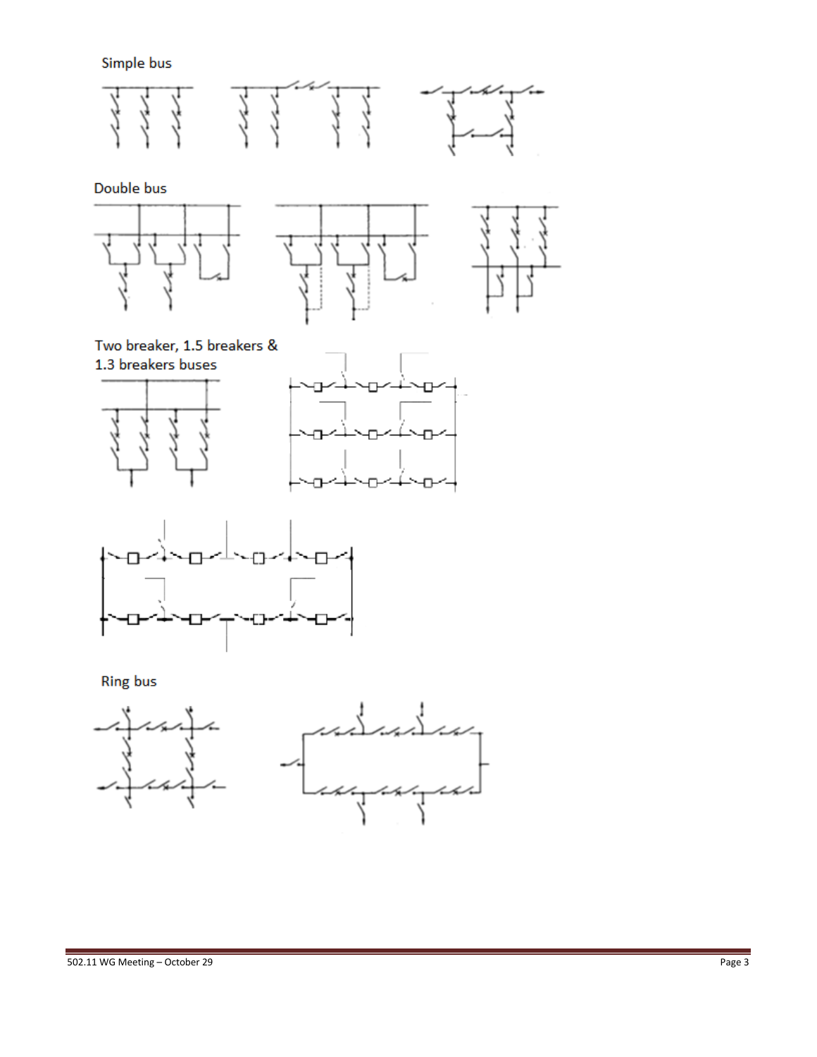Simple bus

Double bus

Two breaker, 1.5 breakers & 1.3 breakers buses

Ring bus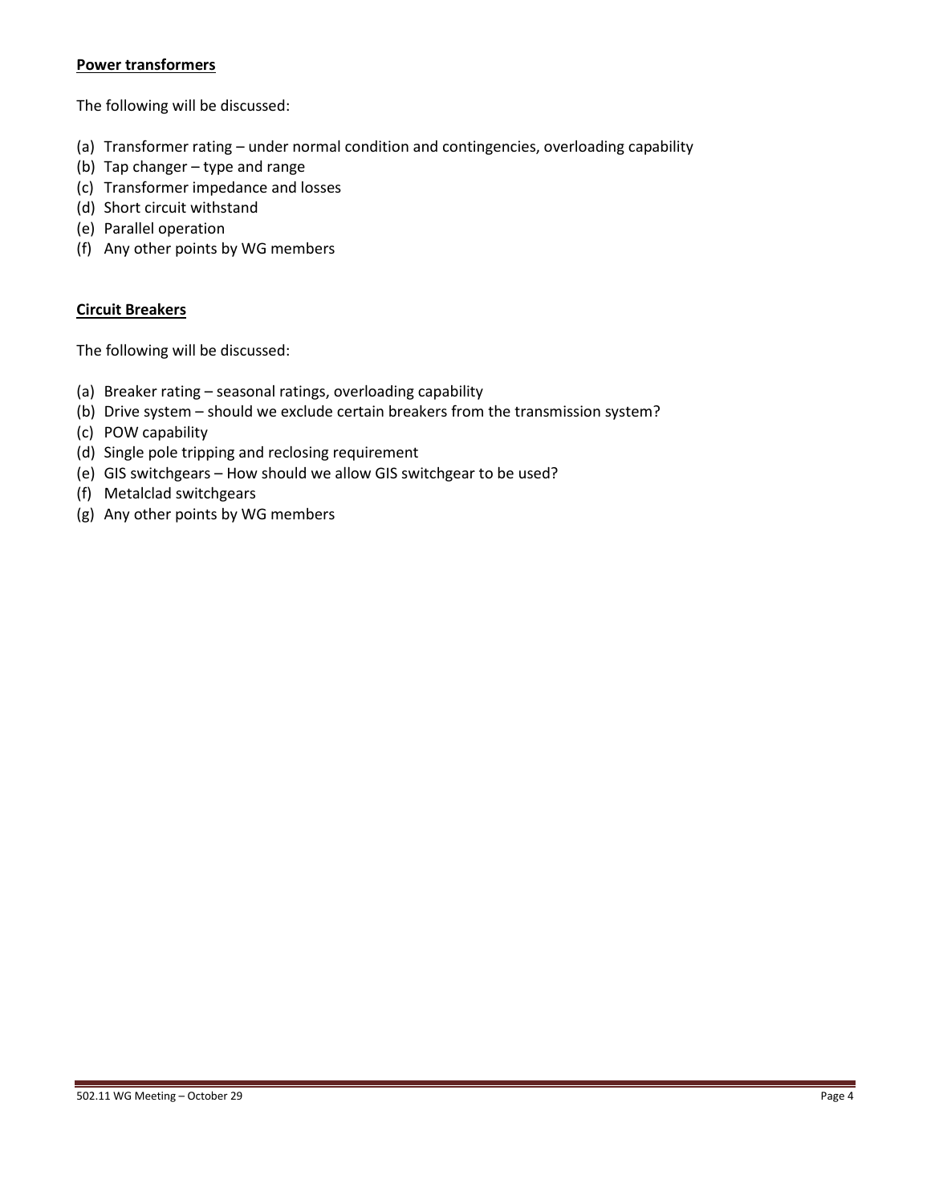**Power transformers**

The following will be discussed:

(a) Transformer rating – under normal condition and contingencies, overloading capability
(b) Tap changer – type and range
(c) Transformer impedance and losses
(d) Short circuit withstand
(e) Parallel operation
(f) Any other points by WG members

**Circuit Breakers**

The following will be discussed:

(a) Breaker rating – seasonal ratings, overloading capability
(b) Drive system – should we exclude certain breakers from the transmission system?
(c) POW capability
(d) Single pole tripping and reclosing requirement
(e) GIS switchgears – How should we allow GIS switchgear to be used?
(f) Metalclad switchgears
(g) Any other points by WG members